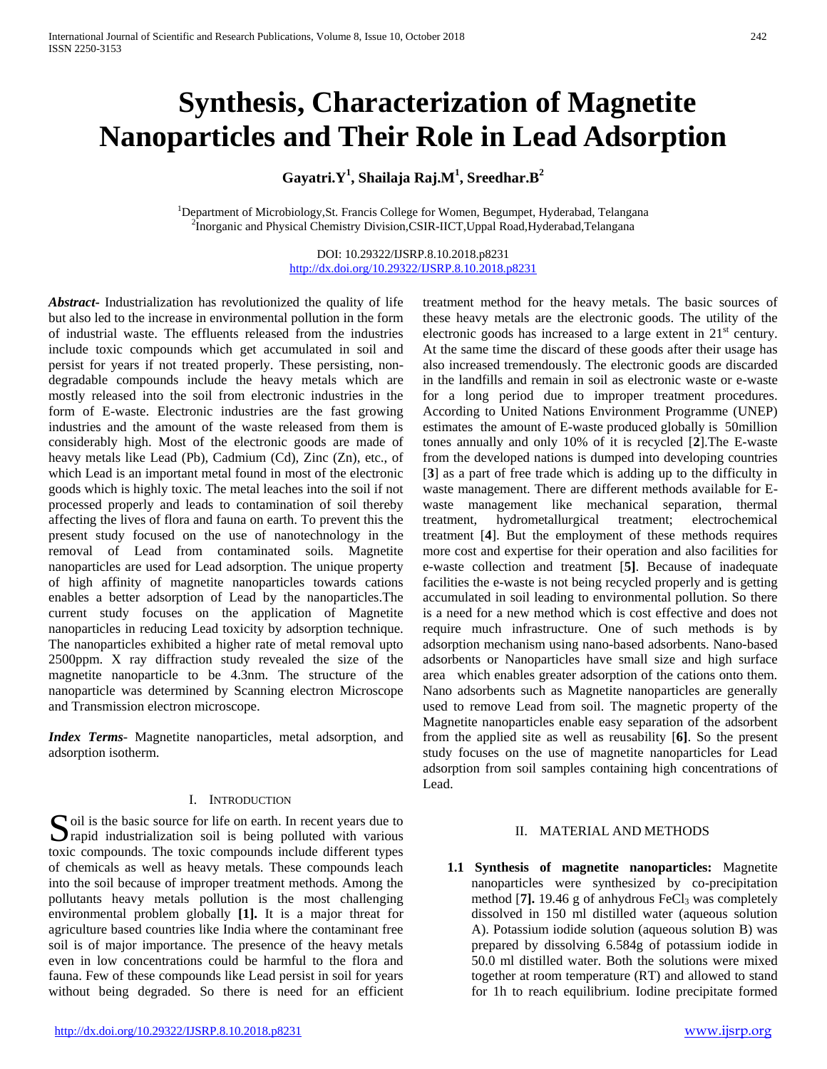# Synthesis, Characterization of Magnetite Nanoparticles and Their Role in Lead Adsorption

**Gayatri.Y[1], Shailaja Raj.M[1], Sreedhar.B[2]**

[1]Department of Microbiology,St. Francis College for Women, Begumpet, Hyderabad, Telangana
[2]Inorganic and Physical Chemistry Division,CSIR-IICT,Uppal Road,Hyderabad,Telangana

DOI: 10.29322/IJSRP.8.10.2018.p8231
http://dx.doi.org/10.29322/IJSRP.8.10.2018.p8231

***Abstract*-** Industrialization has revolutionized the quality of life but also led to the increase in environmental pollution in the form of industrial waste. The effluents released from the industries include toxic compounds which get accumulated in soil and persist for years if not treated properly. These persisting, non-degradable compounds include the heavy metals which are mostly released into the soil from electronic industries in the form of E-waste. Electronic industries are the fast growing industries and the amount of the waste released from them is considerably high. Most of the electronic goods are made of heavy metals like Lead (Pb), Cadmium (Cd), Zinc (Zn), etc., of which Lead is an important metal found in most of the electronic goods which is highly toxic. The metal leaches into the soil if not processed properly and leads to contamination of soil thereby affecting the lives of flora and fauna on earth. To prevent this the present study focused on the use of nanotechnology in the removal of Lead from contaminated soils. Magnetite nanoparticles are used for Lead adsorption. The unique property of high affinity of magnetite nanoparticles towards cations enables a better adsorption of Lead by the nanoparticles.The current study focuses on the application of Magnetite nanoparticles in reducing Lead toxicity by adsorption technique. The nanoparticles exhibited a higher rate of metal removal upto 2500ppm. X ray diffraction study revealed the size of the magnetite nanoparticle to be 4.3nm. The structure of the nanoparticle was determined by Scanning electron Microscope and Transmission electron microscope.

***Index Terms*-** Magnetite nanoparticles, metal adsorption, and adsorption isotherm.

## I. Introduction

Soil is the basic source for life on earth. In recent years due to rapid industrialization soil is being polluted with various toxic compounds. The toxic compounds include different types of chemicals as well as heavy metals. These compounds leach into the soil because of improper treatment methods. Among the pollutants heavy metals pollution is the most challenging environmental problem globally **[1].** It is a major threat for agriculture based countries like India where the contaminant free soil is of major importance. The presence of the heavy metals even in low concentrations could be harmful to the flora and fauna. Few of these compounds like Lead persist in soil for years without being degraded. So there is need for an efficient treatment method for the heavy metals. The basic sources of these heavy metals are the electronic goods. The utility of the electronic goods has increased to a large extent in 21st century. At the same time the discard of these goods after their usage has also increased tremendously. The electronic goods are discarded in the landfills and remain in soil as electronic waste or e-waste for a long period due to improper treatment procedures. According to United Nations Environment Programme (UNEP) estimates the amount of E-waste produced globally is 50million tones annually and only 10% of it is recycled [**2**].The E-waste from the developed nations is dumped into developing countries [**3**] as a part of free trade which is adding up to the difficulty in waste management. There are different methods available for E-waste management like mechanical separation, thermal treatment, hydrometallurgical treatment; electrochemical treatment [**4**]. But the employment of these methods requires more cost and expertise for their operation and also facilities for e-waste collection and treatment [**5]**. Because of inadequate facilities the e-waste is not being recycled properly and is getting accumulated in soil leading to environmental pollution. So there is a need for a new method which is cost effective and does not require much infrastructure. One of such methods is by adsorption mechanism using nano-based adsorbents. Nano-based adsorbents or Nanoparticles have small size and high surface area which enables greater adsorption of the cations onto them. Nano adsorbents such as Magnetite nanoparticles are generally used to remove Lead from soil. The magnetic property of the Magnetite nanoparticles enable easy separation of the adsorbent from the applied site as well as reusability [**6]**. So the present study focuses on the use of magnetite nanoparticles for Lead adsorption from soil samples containing high concentrations of Lead.

## II. Material and Methods

**1.1 Synthesis of magnetite nanoparticles:** Magnetite nanoparticles were synthesized by co-precipitation method [**7].** 19.46 g of anhydrous $FeCl_3$ was completely dissolved in 150 ml distilled water (aqueous solution A). Potassium iodide solution (aqueous solution B) was prepared by dissolving 6.584g of potassium iodide in 50.0 ml distilled water. Both the solutions were mixed together at room temperature (RT) and allowed to stand for 1h to reach equilibrium. Iodine precipitate formed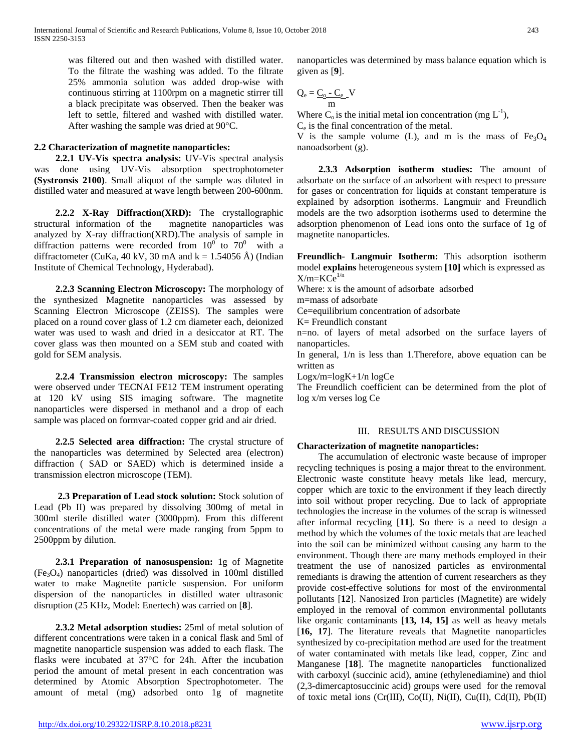was filtered out and then washed with distilled water. To the filtrate the washing was added. To the filtrate 25% ammonia solution was added drop-wise with continuous stirring at 1100rpm on a magnetic stirrer till a black precipitate was observed. Then the beaker was left to settle, filtered and washed with distilled water. After washing the sample was dried at 90°C.

### 2.2 Characterization of magnetite nanoparticles:

**2.2.1 UV-Vis spectra analysis:** UV-Vis spectral analysis was done using UV-Vis absorption spectrophotometer **(Systronsis 2100)**. Small aliquot of the sample was diluted in distilled water and measured at wave length between 200-600nm.

**2.2.2 X-Ray Diffraction(XRD):** The crystallographic structural information of the magnetite nanoparticles was analyzed by X-ray diffraction(XRD).The analysis of sample in diffraction patterns were recorded from $10^0$ to $70^0$ with a diffractometer (CuKa, 40 kV, 30 mA and k = 1.54056 Å) (Indian Institute of Chemical Technology, Hyderabad).

**2.2.3 Scanning Electron Microscopy:** The morphology of the synthesized Magnetite nanoparticles was assessed by Scanning Electron Microscope (ZEISS). The samples were placed on a round cover glass of 1.2 cm diameter each, deionized water was used to wash and dried in a desiccator at RT. The cover glass was then mounted on a SEM stub and coated with gold for SEM analysis.

**2.2.4 Transmission electron microscopy:** The samples were observed under TECNAI FE12 TEM instrument operating at 120 kV using SIS imaging software. The magnetite nanoparticles were dispersed in methanol and a drop of each sample was placed on formvar-coated copper grid and air dried.

**2.2.5 Selected area diffraction:** The crystal structure of the nanoparticles was determined by Selected area (electron) diffraction ( SAD or SAED) which is determined inside a transmission electron microscope (TEM).

**2.3 Preparation of Lead stock solution:** Stock solution of Lead (Pb II) was prepared by dissolving 300mg of metal in 300ml sterile distilled water (3000ppm). From this different concentrations of the metal were made ranging from 5ppm to 2500ppm by dilution.

**2.3.1 Preparation of nanosuspension:** 1g of Magnetite ($Fe_3O_4$) nanoparticles (dried) was dissolved in 100ml distilled water to make Magnetite particle suspension. For uniform dispersion of the nanoparticles in distilled water ultrasonic disruption (25 KHz, Model: Enertech) was carried on [**8**].

**2.3.2 Metal adsorption studies:** 25ml of metal solution of different concentrations were taken in a conical flask and 5ml of magnetite nanoparticle suspension was added to each flask. The flasks were incubated at 37°C for 24h. After the incubation period the amount of metal present in each concentration was determined by Atomic Absorption Spectrophotometer. The amount of metal (mg) adsorbed onto 1g of magnetite nanoparticles was determined by mass balance equation which is given as [**9**].

$$Q_e = \frac{C_o - C_e}{m} V$$

Where $C_o$ is the initial metal ion concentration (mg $L^{-1}$),
$C_e$ is the final concentration of the metal.
V is the sample volume (L), and m is the mass of $Fe_3O_4$ nanoadsorbent (g).

**2.3.3 Adsorption isotherm studies:** The amount of adsorbate on the surface of an adsorbent with respect to pressure for gases or concentration for liquids at constant temperature is explained by adsorption isotherms. Langmuir and Freundlich models are the two adsorption isotherms used to determine the adsorption phenomenon of Lead ions onto the surface of 1g of magnetite nanoparticles.

**Freundlich- Langmuir Isotherm:** This adsorption isotherm model **explains** heterogeneous system **[10]** which is expressed as
$X/m = KCe^{1/n}$
Where: x is the amount of adsorbate adsorbed
m=mass of adsorbate
Ce=equilibrium concentration of adsorbate
K= Freundlich constant
n=no. of layers of metal adsorbed on the surface layers of nanoparticles.
In general, 1/n is less than 1.Therefore, above equation can be written as
$\log x/m = \log K + 1/n \log Ce$
The Freundlich coefficient can be determined from the plot of log x/m verses log Ce

## III. RESULTS AND DISCUSSION

### Characterization of magnetite nanoparticles:

The accumulation of electronic waste because of improper recycling techniques is posing a major threat to the environment. Electronic waste constitute heavy metals like lead, mercury, copper which are toxic to the environment if they leach directly into soil without proper recycling. Due to lack of appropriate technologies the increase in the volumes of the scrap is witnessed after informal recycling [**11**]. So there is a need to design a method by which the volumes of the toxic metals that are leached into the soil can be minimized without causing any harm to the environment. Though there are many methods employed in their treatment the use of nanosized particles as environmental remediants is drawing the attention of current researchers as they provide cost-effective solutions for most of the environmental pollutants [**12**]. Nanosized Iron particles (Magnetite) are widely employed in the removal of common environmental pollutants like organic contaminants [**13, 14, 15]** as well as heavy metals [**16, 17**]. The literature reveals that Magnetite nanoparticles synthesized by co-precipitation method are used for the treatment of water contaminated with metals like lead, copper, Zinc and Manganese [**18**]. The magnetite nanoparticles functionalized with carboxyl (succinic acid), amine (ethylenediamine) and thiol (2,3-dimercaptosuccinic acid) groups were used for the removal of toxic metal ions (Cr(III), Co(II), Ni(II), Cu(II), Cd(II), Pb(II)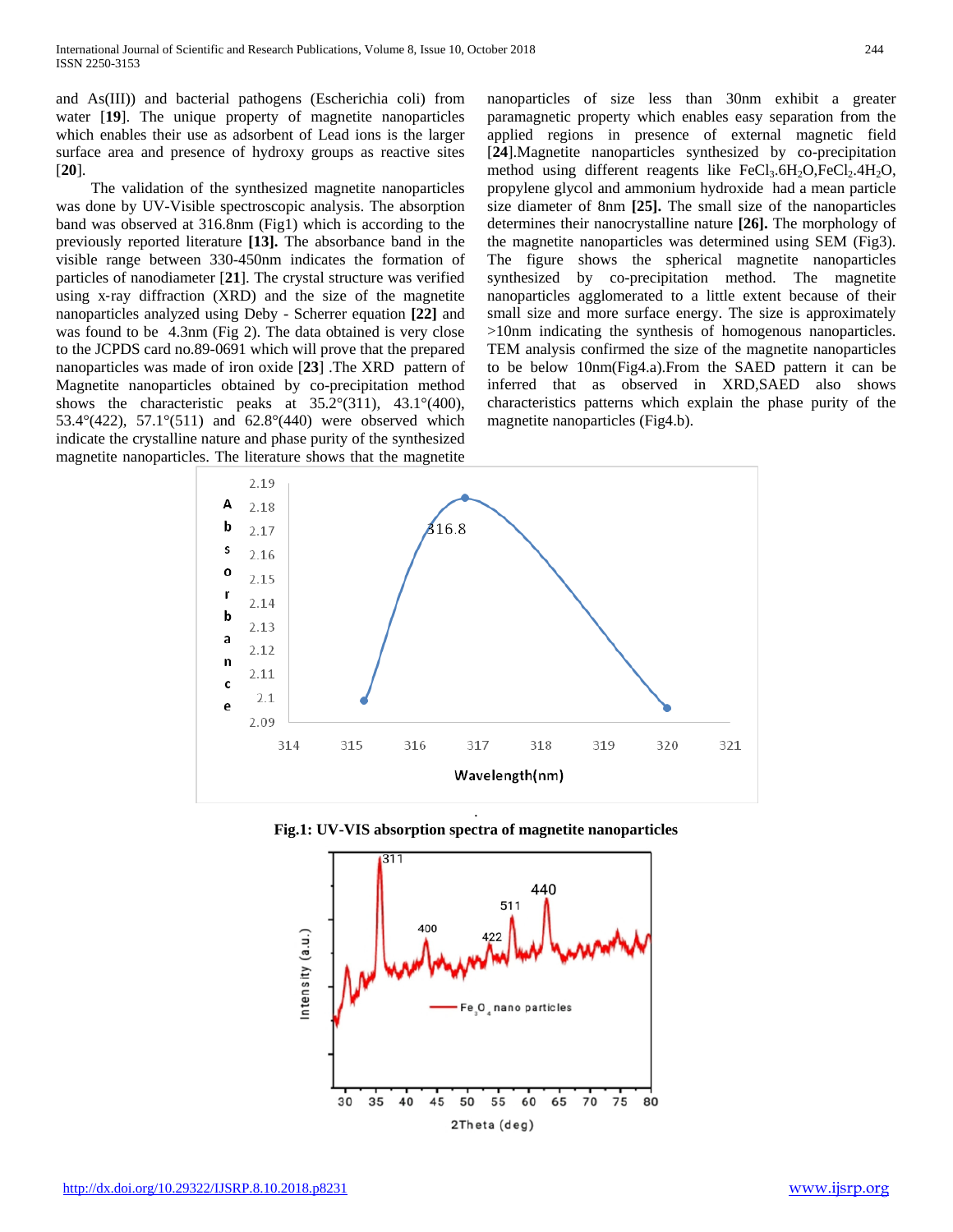and As(III)) and bacterial pathogens (Escherichia coli) from water [**19**]. The unique property of magnetite nanoparticles which enables their use as adsorbent of Lead ions is the larger surface area and presence of hydroxy groups as reactive sites [**20**].

The validation of the synthesized magnetite nanoparticles was done by UV-Visible spectroscopic analysis. The absorption band was observed at 316.8nm (Fig1) which is according to the previously reported literature **[13].** The absorbance band in the visible range between 330-450nm indicates the formation of particles of nanodiameter [**21**]. The crystal structure was verified using x-ray diffraction (XRD) and the size of the magnetite nanoparticles analyzed using Deby - Scherrer equation **[22]** and was found to be 4.3nm (Fig 2). The data obtained is very close to the JCPDS card no.89-0691 which will prove that the prepared nanoparticles was made of iron oxide [**23**] .The XRD pattern of Magnetite nanoparticles obtained by co-precipitation method shows the characteristic peaks at 35.2°(311), 43.1°(400), 53.4°(422), 57.1°(511) and 62.8°(440) were observed which indicate the crystalline nature and phase purity of the synthesized magnetite nanoparticles. The literature shows that the magnetite nanoparticles of size less than 30nm exhibit a greater paramagnetic property which enables easy separation from the applied regions in presence of external magnetic field [**24**].Magnetite nanoparticles synthesized by co-precipitation method using different reagents like $FeCl_3.6H_2O$,$FeCl_2.4H_2O$, propylene glycol and ammonium hydroxide had a mean particle size diameter of 8nm **[25].** The small size of the nanoparticles determines their nanocrystalline nature **[26].** The morphology of the magnetite nanoparticles was determined using SEM (Fig3). The figure shows the spherical magnetite nanoparticles synthesized by co-precipitation method. The magnetite nanoparticles agglomerated to a little extent because of their small size and more surface energy. The size is approximately >10nm indicating the synthesis of homogenous nanoparticles. TEM analysis confirmed the size of the magnetite nanoparticles to be below 10nm(Fig4.a).From the SAED pattern it can be inferred that as observed in XRD,SAED also shows characteristics patterns which explain the phase purity of the magnetite nanoparticles (Fig4.b).

**Fig.1: UV-VIS absorption spectra of magnetite nanoparticles**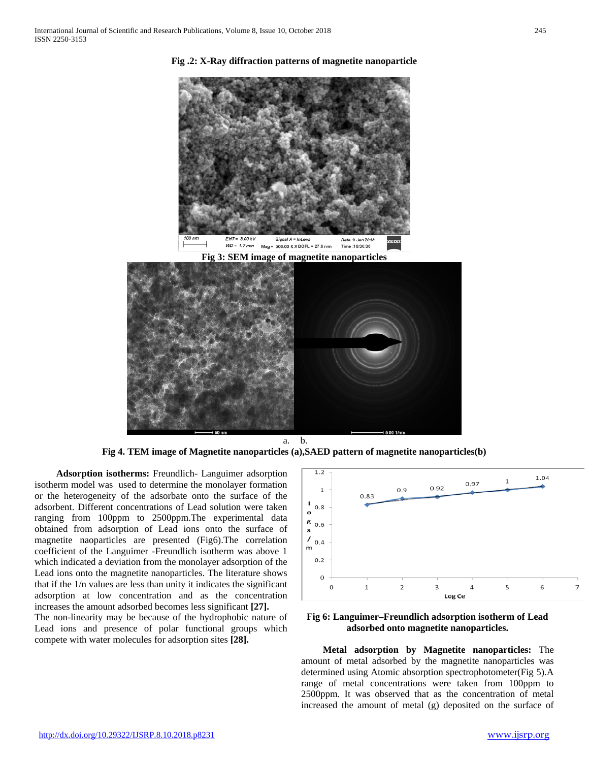**Fig .2: X-Ray diffraction patterns of magnetite nanoparticle**

**Fig 3: SEM image of magnetite nanoparticles**

a. b.

**Fig 4. TEM image of Magnetite nanoparticles (a),SAED pattern of magnetite nanoparticles(b)**

**Adsorption isotherms:** Freundlich- Languimer adsorption isotherm model was used to determine the monolayer formation or the heterogeneity of the adsorbate onto the surface of the adsorbent. Different concentrations of Lead solution were taken ranging from 100ppm to 2500ppm.The experimental data obtained from adsorption of Lead ions onto the surface of magnetite naoparticles are presented (Fig6).The correlation coefficient of the Languimer -Freundlich isotherm was above 1 which indicated a deviation from the monolayer adsorption of the Lead ions onto the magnetite nanoparticles. The literature shows that if the 1/n values are less than unity it indicates the significant adsorption at low concentration and as the concentration increases the amount adsorbed becomes less significant **[27].**

The non-linearity may be because of the hydrophobic nature of Lead ions and presence of polar functional groups which compete with water molecules for adsorption sites **[28].**

**Fig 6: Languimer–Freundlich adsorption isotherm of Lead adsorbed onto magnetite nanoparticles.**

**Metal adsorption by Magnetite nanoparticles:** The amount of metal adsorbed by the magnetite nanoparticles was determined using Atomic absorption spectrophotometer(Fig 5).A range of metal concentrations were taken from 100ppm to 2500ppm. It was observed that as the concentration of metal increased the amount of metal (g) deposited on the surface of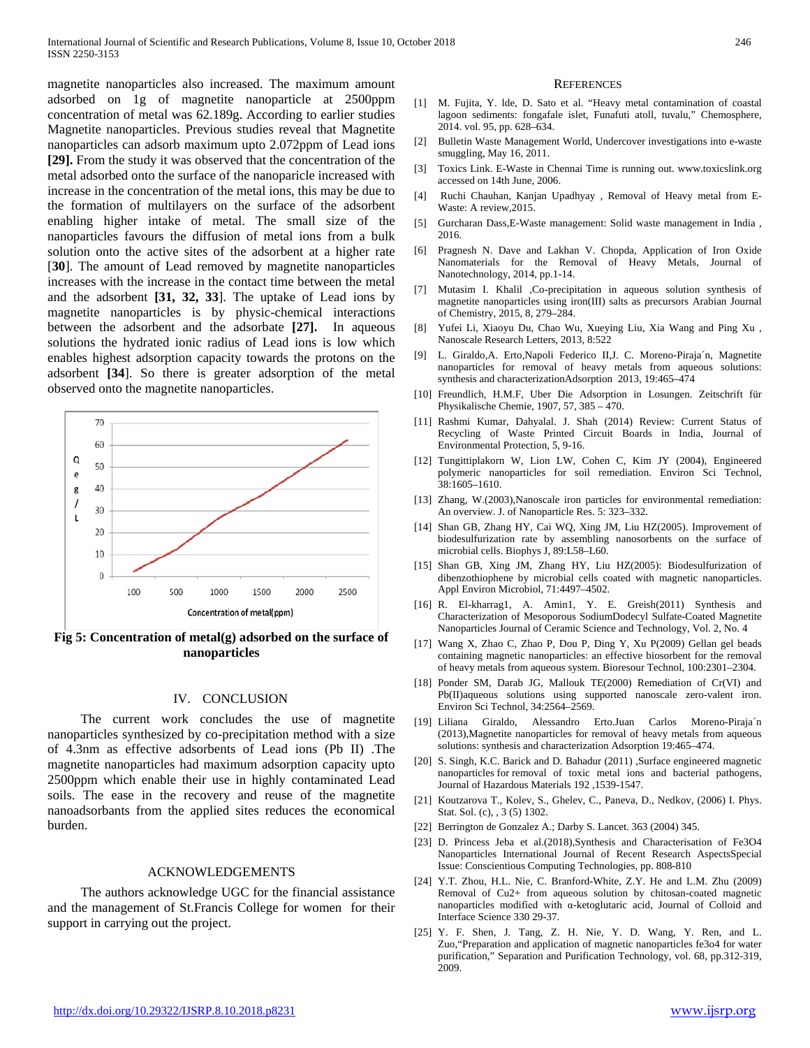magnetite nanoparticles also increased. The maximum amount adsorbed on 1g of magnetite nanoparticle at 2500ppm concentration of metal was 62.189g. According to earlier studies Magnetite nanoparticles. Previous studies reveal that Magnetite nanoparticles can adsorb maximum upto 2.072ppm of Lead ions **[29].** From the study it was observed that the concentration of the metal adsorbed onto the surface of the nanoparicle increased with increase in the concentration of the metal ions, this may be due to the formation of multilayers on the surface of the adsorbent enabling higher intake of metal. The small size of the nanoparticles favours the diffusion of metal ions from a bulk solution onto the active sites of the adsorbent at a higher rate [**30**]. The amount of Lead removed by magnetite nanoparticles increases with the increase in the contact time between the metal and the adsorbent **[31, 32, 33**]. The uptake of Lead ions by magnetite nanoparticles is by physic-chemical interactions between the adsorbent and the adsorbate **[27].** In aqueous solutions the hydrated ionic radius of Lead ions is low which enables highest adsorption capacity towards the protons on the adsorbent **[34**]. So there is greater adsorption of the metal observed onto the magnetite nanoparticles.

**Fig 5: Concentration of metal(g) adsorbed on the surface of nanoparticles**

## IV. CONCLUSION

The current work concludes the use of magnetite nanoparticles synthesized by co-precipitation method with a size of 4.3nm as effective adsorbents of Lead ions (Pb II) .The magnetite nanoparticles had maximum adsorption capacity upto 2500ppm which enable their use in highly contaminated Lead soils. The ease in the recovery and reuse of the magnetite nanoadsorbants from the applied sites reduces the economical burden.

## ACKNOWLEDGEMENTS

The authors acknowledge UGC for the financial assistance and the management of St.Francis College for women for their support in carrying out the project.

## REFERENCES

[1] M. Fujita, Y. lde, D. Sato et al. "Heavy metal contamination of coastal lagoon sediments: fongafale islet, Funafuti atoll, tuvalu," Chemosphere, 2014. vol. 95, pp. 628–634.

[2] Bulletin Waste Management World, Undercover investigations into e-waste smuggling, May 16, 2011.

[3] Toxics Link. E-Waste in Chennai Time is running out. www.toxicslink.org accessed on 14th June, 2006.

[4] Ruchi Chauhan, Kanjan Upadhyay , Removal of Heavy metal from E-Waste: A review,2015.

[5] Gurcharan Dass,E-Waste management: Solid waste management in India , 2016.

[6] Pragnesh N. Dave and Lakhan V. Chopda, Application of Iron Oxide Nanomaterials for the Removal of Heavy Metals, Journal of Nanotechnology, 2014, pp.1-14.

[7] Mutasim I. Khalil ,Co-precipitation in aqueous solution synthesis of magnetite nanoparticles using iron(III) salts as precursors Arabian Journal of Chemistry, 2015, 8, 279–284.

[8] Yufei Li, Xiaoyu Du, Chao Wu, Xueying Liu, Xia Wang and Ping Xu , Nanoscale Research Letters, 2013, 8:522

[9] L. Giraldo,A. Erto,Napoli Federico II,J. C. Moreno-Piraja´n, Magnetite nanoparticles for removal of heavy metals from aqueous solutions: synthesis and characterizationAdsorption 2013, 19:465–474

[10] Freundlich, H.M.F, Uber Die Adsorption in Losungen. Zeitschrift für Physikalische Chemie, 1907, 57, 385 – 470.

[11] Rashmi Kumar, Dahyalal. J. Shah (2014) Review: Current Status of Recycling of Waste Printed Circuit Boards in India, Journal of Environmental Protection, 5, 9-16.

[12] Tungittiplakorn W, Lion LW, Cohen C, Kim JY (2004), Engineered polymeric nanoparticles for soil remediation. Environ Sci Technol, 38:1605–1610.

[13] Zhang, W.(2003),Nanoscale iron particles for environmental remediation: An overview. J. of Nanoparticle Res. 5: 323–332.

[14] Shan GB, Zhang HY, Cai WQ, Xing JM, Liu HZ(2005). Improvement of biodesulfurization rate by assembling nanosorbents on the surface of microbial cells. Biophys J, 89:L58–L60.

[15] Shan GB, Xing JM, Zhang HY, Liu HZ(2005): Biodesulfurization of dibenzothiophene by microbial cells coated with magnetic nanoparticles. Appl Environ Microbiol, 71:4497–4502.

[16] R. El-kharrag1, A. Amin1, Y. E. Greish(2011) Synthesis and Characterization of Mesoporous SodiumDodecyl Sulfate-Coated Magnetite Nanoparticles Journal of Ceramic Science and Technology, Vol. 2, No. 4

[17] Wang X, Zhao C, Zhao P, Dou P, Ding Y, Xu P(2009) Gellan gel beads containing magnetic nanoparticles: an effective biosorbent for the removal of heavy metals from aqueous system. Bioresour Technol, 100:2301–2304.

[18] Ponder SM, Darab JG, Mallouk TE(2000) Remediation of Cr(VI) and Pb(II)aqueous solutions using supported nanoscale zero-valent iron. Environ Sci Technol, 34:2564–2569.

[19] Liliana Giraldo, Alessandro Erto.Juan Carlos Moreno-Piraja´n (2013),Magnetite nanoparticles for removal of heavy metals from aqueous solutions: synthesis and characterization Adsorption 19:465–474.

[20] S. Singh, K.C. Barick and D. Bahadur (2011) ,Surface engineered magnetic nanoparticles for removal of toxic metal ions and bacterial pathogens, Journal of Hazardous Materials 192 ,1539-1547.

[21] Koutzarova T., Kolev, S., Ghelev, C., Paneva, D., Nedkov, (2006) I. Phys. Stat. Sol. (c), , 3 (5) 1302.

[22] Berrington de Gonzalez A.; Darby S. Lancet. 363 (2004) 345.

[23] D. Princess Jeba et al.(2018),Synthesis and Characterisation of Fe3O4 Nanoparticles International Journal of Recent Research AspectsSpecial Issue: Conscientious Computing Technologies, pp. 808-810

[24] Y.T. Zhou, H.L. Nie, C. Branford-White, Z.Y. He and L.M. Zhu (2009) Removal of Cu2+ from aqueous solution by chitosan-coated magnetic nanoparticles modified with α-ketoglutaric acid, Journal of Colloid and Interface Science 330 29-37.

[25] Y. F. Shen, J. Tang, Z. H. Nie, Y. D. Wang, Y. Ren, and L. Zuo,"Preparation and application of magnetic nanoparticles fe3o4 for water purification," Separation and Purification Technology, vol. 68, pp.312-319, 2009.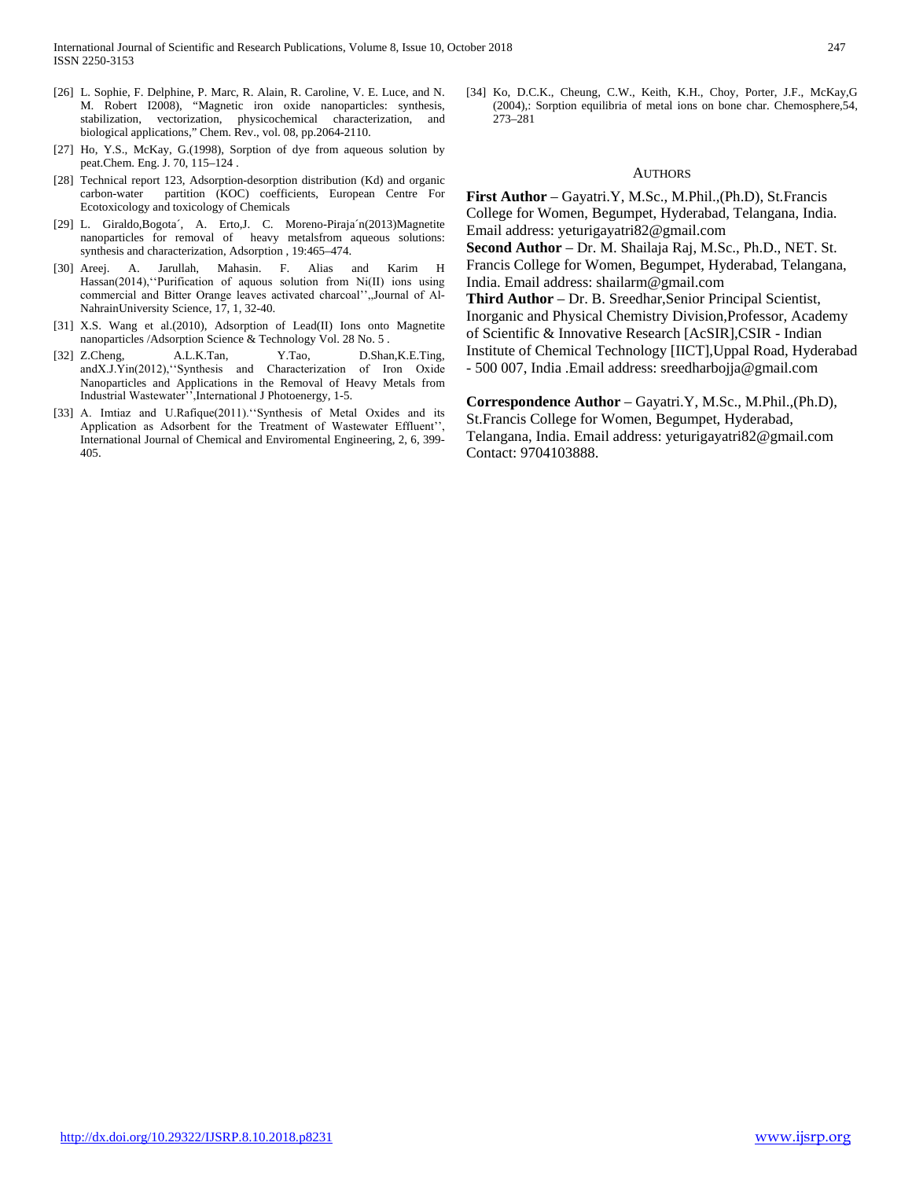[26] L. Sophie, F. Delphine, P. Marc, R. Alain, R. Caroline, V. E. Luce, and N. M. Robert I2008), "Magnetic iron oxide nanoparticles: synthesis, stabilization, vectorization, physicochemical characterization, and biological applications," Chem. Rev., vol. 08, pp.2064-2110.

[27] Ho, Y.S., McKay, G.(1998), Sorption of dye from aqueous solution by peat.Chem. Eng. J. 70, 115–124 .

[28] Technical report 123, Adsorption-desorption distribution (Kd) and organic carbon-water partition (KOC) coefficients, European Centre For Ecotoxicology and toxicology of Chemicals

[29] L. Giraldo,Bogota´, A. Erto,J. C. Moreno-Piraja´n(2013)Magnetite nanoparticles for removal of heavy metalsfrom aqueous solutions: synthesis and characterization, Adsorption , 19:465–474.

[30] Areej. A. Jarullah, Mahasin. F. Alias and Karim H Hassan(2014),''Purification of aquous solution from Ni(II) ions using commercial and Bitter Orange leaves activated charcoal'',,Journal of Al-NahrainUniversity Science, 17, 1, 32-40.

[31] X.S. Wang et al.(2010), Adsorption of Lead(II) Ions onto Magnetite nanoparticles /Adsorption Science & Technology Vol. 28 No. 5 .

[32] Z.Cheng, A.L.K.Tan, Y.Tao, D.Shan,K.E.Ting, andX.J.Yin(2012),''Synthesis and Characterization of Iron Oxide Nanoparticles and Applications in the Removal of Heavy Metals from Industrial Wastewater'',International J Photoenergy, 1-5.

[33] A. Imtiaz and U.Rafique(2011).''Synthesis of Metal Oxides and its Application as Adsorbent for the Treatment of Wastewater Effluent'', International Journal of Chemical and Enviromental Engineering, 2, 6, 399-405.

[34] Ko, D.C.K., Cheung, C.W., Keith, K.H., Choy, Porter, J.F., McKay,G (2004),: Sorption equilibria of metal ions on bone char. Chemosphere,54, 273–281

## AUTHORS

**First Author** – Gayatri.Y, M.Sc., M.Phil.,(Ph.D), St.Francis College for Women, Begumpet, Hyderabad, Telangana, India. Email address: yeturigayatri82@gmail.com

**Second Author** – Dr. M. Shailaja Raj, M.Sc., Ph.D., NET. St. Francis College for Women, Begumpet, Hyderabad, Telangana, India. Email address: shailarm@gmail.com

**Third Author** – Dr. B. Sreedhar,Senior Principal Scientist, Inorganic and Physical Chemistry Division,Professor, Academy of Scientific & Innovative Research [AcSIR],CSIR - Indian Institute of Chemical Technology [IICT],Uppal Road, Hyderabad - 500 007, India .Email address: sreedharbojja@gmail.com

**Correspondence Author** – Gayatri.Y, M.Sc., M.Phil.,(Ph.D), St.Francis College for Women, Begumpet, Hyderabad, Telangana, India. Email address: yeturigayatri82@gmail.com Contact: 9704103888.